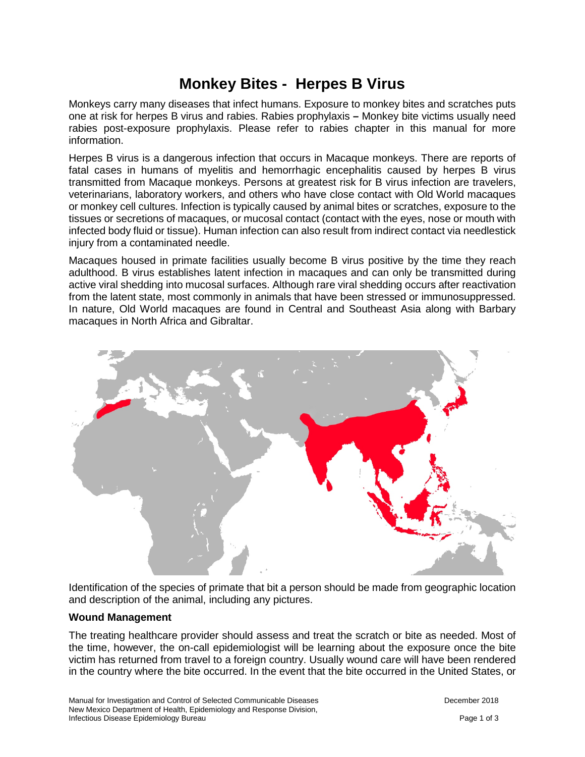# Monkey Bites - Herpes B Virus

Monkeys carry many diseases that infect humans. Exposure to monkey bites and scratches puts one at risk for herpes B virus and rabies. Rabies prophylaxis **–** Monkey bite victims usually need rabies post-exposure prophylaxis. Please refer to rabies chapter in this manual for more information.

Herpes B virus is a dangerous infection that occurs in Macaque monkeys. There are reports of fatal cases in humans of myelitis and hemorrhagic encephalitis caused by herpes B virus transmitted from Macaque monkeys. Persons at greatest risk for B virus infection are travelers, veterinarians, laboratory workers, and others who have close contact with Old World macaques or monkey cell cultures. Infection is typically caused by animal bites or scratches, exposure to the tissues or secretions of macaques, or mucosal contact (contact with the eyes, nose or mouth with infected body fluid or tissue). Human infection can also result from indirect contact via needlestick injury from a contaminated needle.

Macaques housed in primate facilities usually become B virus positive by the time they reach adulthood. B virus establishes latent infection in macaques and can only be transmitted during active viral shedding into mucosal surfaces. Although rare viral shedding occurs after reactivation from the latent state, most commonly in animals that have been stressed or immunosuppressed. In nature, Old World macaques are found in Central and Southeast Asia along with Barbary macaques in North Africa and Gibraltar.

Identification of the species of primate that bit a person should be made from geographic location and description of the animal, including any pictures.

**Wound Management**

The treating healthcare provider should assess and treat the scratch or bite as needed. Most of the time, however, the on-call epidemiologist will be learning about the exposure once the bite victim has returned from travel to a foreign country. Usually wound care will have been rendered in the country where the bite occurred. In the event that the bite occurred in the United States, or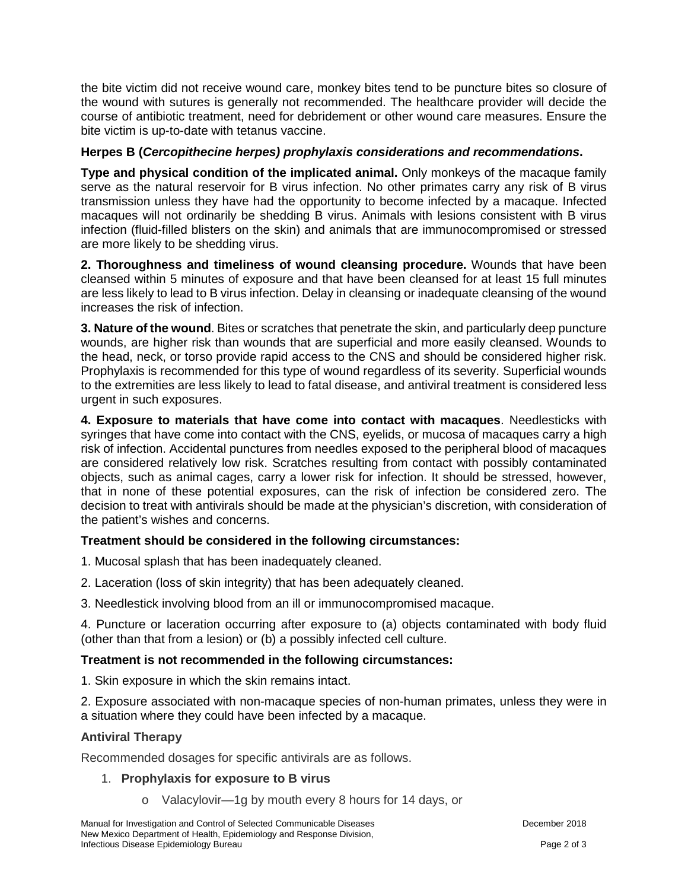the bite victim did not receive wound care, monkey bites tend to be puncture bites so closure of the wound with sutures is generally not recommended. The healthcare provider will decide the course of antibiotic treatment, need for debridement or other wound care measures. Ensure the bite victim is up-to-date with tetanus vaccine.

**Herpes B (*Cercopithecine herpes) prophylaxis considerations and recommendations*.**

**Type and physical condition of the implicated animal.** Only monkeys of the macaque family serve as the natural reservoir for B virus infection. No other primates carry any risk of B virus transmission unless they have had the opportunity to become infected by a macaque. Infected macaques will not ordinarily be shedding B virus. Animals with lesions consistent with B virus infection (fluid-filled blisters on the skin) and animals that are immunocompromised or stressed are more likely to be shedding virus.

**2. Thoroughness and timeliness of wound cleansing procedure.** Wounds that have been cleansed within 5 minutes of exposure and that have been cleansed for at least 15 full minutes are less likely to lead to B virus infection. Delay in cleansing or inadequate cleansing of the wound increases the risk of infection.

**3. Nature of the wound**. Bites or scratches that penetrate the skin, and particularly deep puncture wounds, are higher risk than wounds that are superficial and more easily cleansed. Wounds to the head, neck, or torso provide rapid access to the CNS and should be considered higher risk. Prophylaxis is recommended for this type of wound regardless of its severity. Superficial wounds to the extremities are less likely to lead to fatal disease, and antiviral treatment is considered less urgent in such exposures.

**4. Exposure to materials that have come into contact with macaques**. Needlesticks with syringes that have come into contact with the CNS, eyelids, or mucosa of macaques carry a high risk of infection. Accidental punctures from needles exposed to the peripheral blood of macaques are considered relatively low risk. Scratches resulting from contact with possibly contaminated objects, such as animal cages, carry a lower risk for infection. It should be stressed, however, that in none of these potential exposures, can the risk of infection be considered zero. The decision to treat with antivirals should be made at the physician's discretion, with consideration of the patient's wishes and concerns.

**Treatment should be considered in the following circumstances:**

1. Mucosal splash that has been inadequately cleaned.

2. Laceration (loss of skin integrity) that has been adequately cleaned.

3. Needlestick involving blood from an ill or immunocompromised macaque.

4. Puncture or laceration occurring after exposure to (a) objects contaminated with body fluid (other than that from a lesion) or (b) a possibly infected cell culture.

**Treatment is not recommended in the following circumstances:**

1. Skin exposure in which the skin remains intact.

2. Exposure associated with non-macaque species of non-human primates, unless they were in a situation where they could have been infected by a macaque.

### Antiviral Therapy

Recommended dosages for specific antivirals are as follows.

1. **Prophylaxis for exposure to B virus**
   - Valacyclovir—1g by mouth every 8 hours for 14 days, or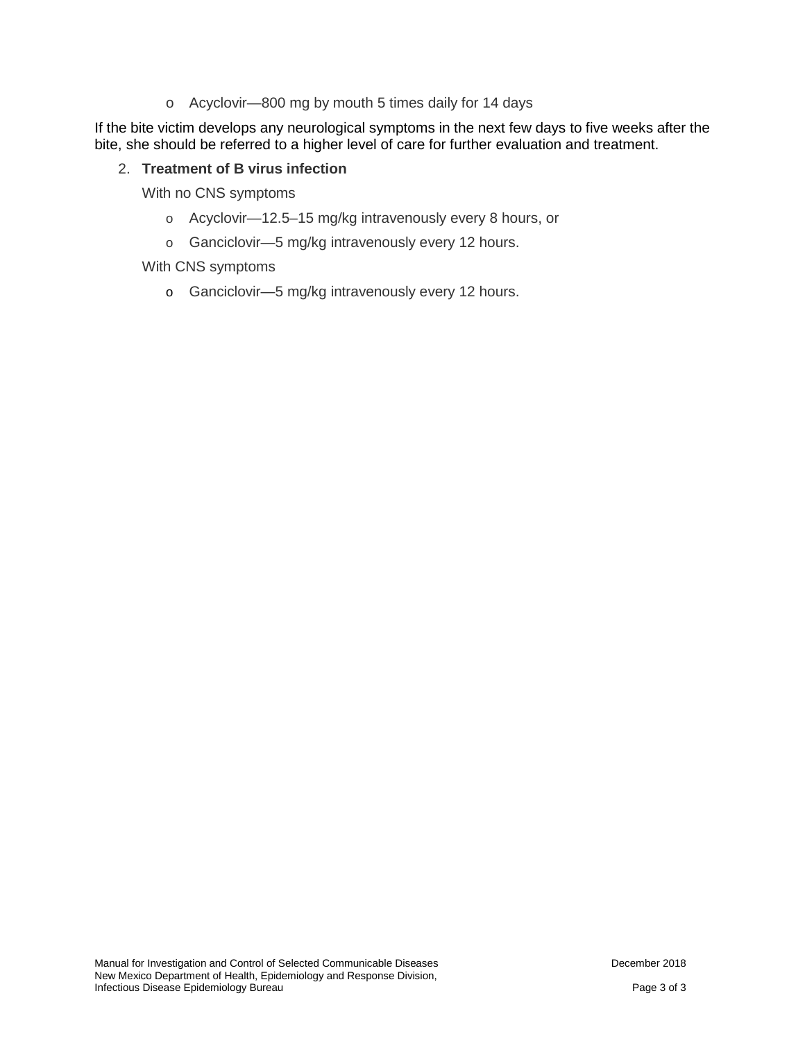- Acyclovir—800 mg by mouth 5 times daily for 14 days

If the bite victim develops any neurological symptoms in the next few days to five weeks after the bite, she should be referred to a higher level of care for further evaluation and treatment.

2. **Treatment of B virus infection**

   With no CNS symptoms

   - Acyclovir—12.5–15 mg/kg intravenously every 8 hours, or
   - Ganciclovir—5 mg/kg intravenously every 12 hours.

   With CNS symptoms

   - Ganciclovir—5 mg/kg intravenously every 12 hours.